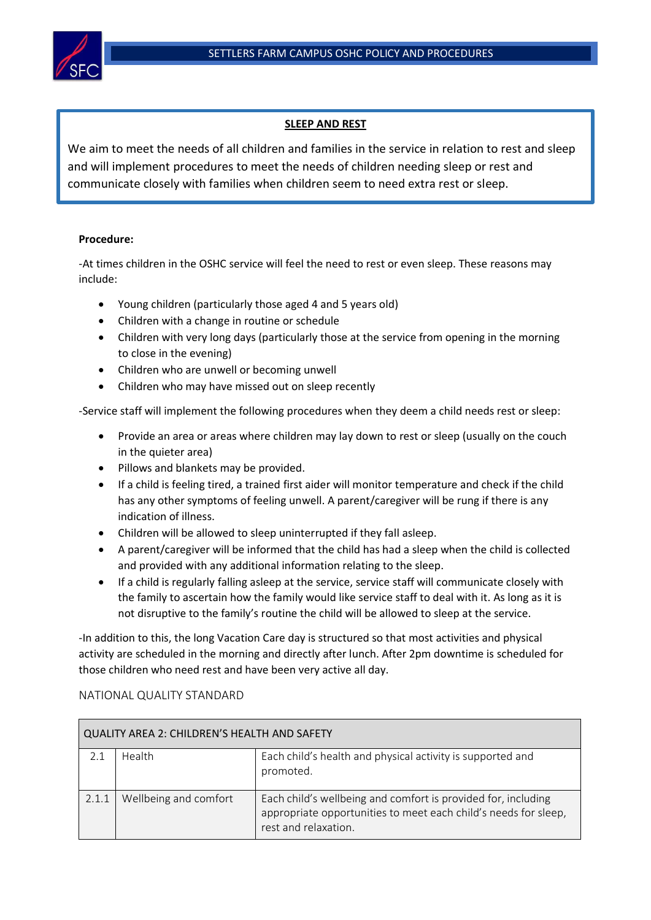## SLEEP AND REST

We aim to meet the needs of all children and families in the service in relation to rest and sleep and will implement procedures to meet the needs of children needing sleep or rest and communicate closely with families when children seem to need extra rest or sleep.

**Procedure:**

-At times children in the OSHC service will feel the need to rest or even sleep. These reasons may include:

- Young children (particularly those aged 4 and 5 years old)
- Children with a change in routine or schedule
- Children with very long days (particularly those at the service from opening in the morning to close in the evening)
- Children who are unwell or becoming unwell
- Children who may have missed out on sleep recently

-Service staff will implement the following procedures when they deem a child needs rest or sleep:

- Provide an area or areas where children may lay down to rest or sleep (usually on the couch in the quieter area)
- Pillows and blankets may be provided.
- If a child is feeling tired, a trained first aider will monitor temperature and check if the child has any other symptoms of feeling unwell. A parent/caregiver will be rung if there is any indication of illness.
- Children will be allowed to sleep uninterrupted if they fall asleep.
- A parent/caregiver will be informed that the child has had a sleep when the child is collected and provided with any additional information relating to the sleep.
- If a child is regularly falling asleep at the service, service staff will communicate closely with the family to ascertain how the family would like service staff to deal with it. As long as it is not disruptive to the family's routine the child will be allowed to sleep at the service.

-In addition to this, the long Vacation Care day is structured so that most activities and physical activity are scheduled in the morning and directly after lunch. After 2pm downtime is scheduled for those children who need rest and have been very active all day.

NATIONAL QUALITY STANDARD

| QUALITY AREA 2: CHILDREN'S HEALTH AND SAFETY | | |
|---|---|---|
| 2.1 | Health | Each child's health and physical activity is supported and promoted. |
| 2.1.1 | Wellbeing and comfort | Each child's wellbeing and comfort is provided for, including appropriate opportunities to meet each child's needs for sleep, rest and relaxation. |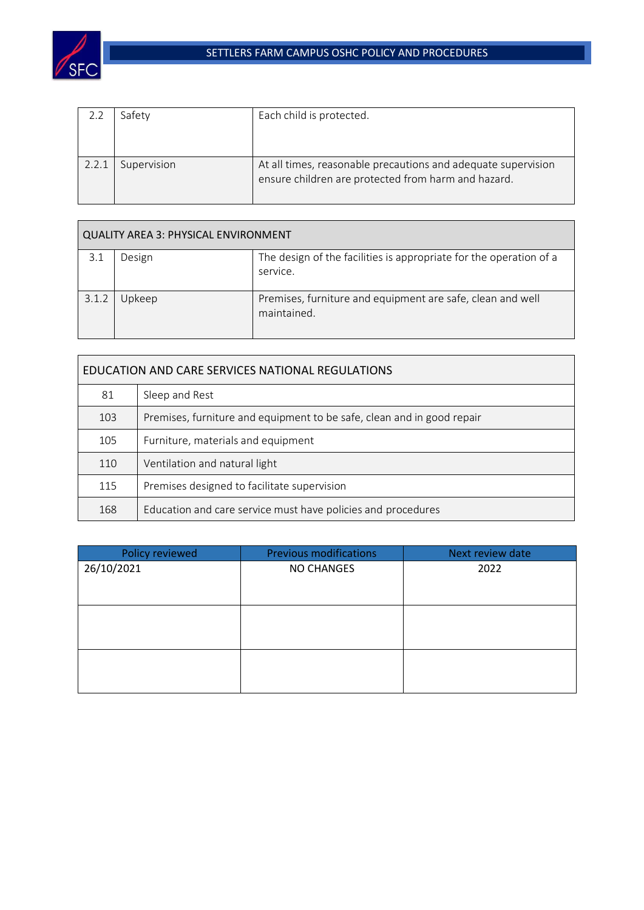| | | |
|---|---|---|
| 2.2 | Safety | Each child is protected. |
| 2.2.1 | Supervision | At all times, reasonable precautions and adequate supervision ensure children are protected from harm and hazard. |

| QUALITY AREA 3: PHYSICAL ENVIRONMENT | | |
|---|---|---|
| 3.1 | Design | The design of the facilities is appropriate for the operation of a service. |
| 3.1.2 | Upkeep | Premises, furniture and equipment are safe, clean and well maintained. |

| EDUCATION AND CARE SERVICES NATIONAL REGULATIONS | |
|---|---|
| 81 | Sleep and Rest |
| 103 | Premises, furniture and equipment to be safe, clean and in good repair |
| 105 | Furniture, materials and equipment |
| 110 | Ventilation and natural light |
| 115 | Premises designed to facilitate supervision |
| 168 | Education and care service must have policies and procedures |

| Policy reviewed | Previous modifications | Next review date |
|---|---|---|
| 26/10/2021 | NO CHANGES | 2022 |
| | | |
| | | |